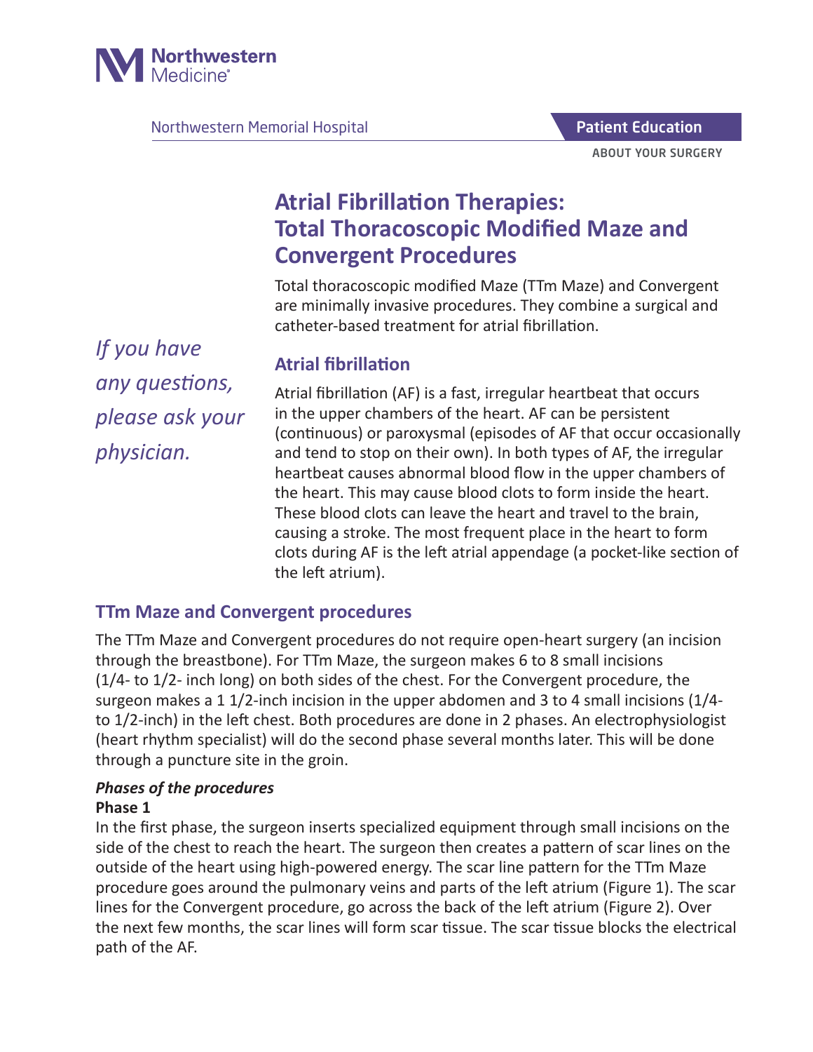Northwestern Medicine

Northwestern Memorial Hospital

**Patient Education**

ABOUT YOUR SURGERY

# Atrial Fibrillation Therapies: Total Thoracoscopic Modified Maze and Convergent Procedures

Total thoracoscopic modified Maze (TTm Maze) and Convergent are minimally invasive procedures. They combine a surgical and catheter-based treatment for atrial fibrillation.

*If you have any questions, please ask your physician.*

## Atrial fibrillation

Atrial fibrillation (AF) is a fast, irregular heartbeat that occurs in the upper chambers of the heart. AF can be persistent (continuous) or paroxysmal (episodes of AF that occur occasionally and tend to stop on their own). In both types of AF, the irregular heartbeat causes abnormal blood flow in the upper chambers of the heart. This may cause blood clots to form inside the heart. These blood clots can leave the heart and travel to the brain, causing a stroke. The most frequent place in the heart to form clots during AF is the left atrial appendage (a pocket-like section of the left atrium).

## TTm Maze and Convergent procedures

The TTm Maze and Convergent procedures do not require open-heart surgery (an incision through the breastbone). For TTm Maze, the surgeon makes 6 to 8 small incisions (1/4- to 1/2- inch long) on both sides of the chest. For the Convergent procedure, the surgeon makes a 1 1/2-inch incision in the upper abdomen and 3 to 4 small incisions (1/4- to 1/2-inch) in the left chest. Both procedures are done in 2 phases. An electrophysiologist (heart rhythm specialist) will do the second phase several months later. This will be done through a puncture site in the groin.

### *Phases of the procedures*

**Phase 1**

In the first phase, the surgeon inserts specialized equipment through small incisions on the side of the chest to reach the heart. The surgeon then creates a pattern of scar lines on the outside of the heart using high-powered energy. The scar line pattern for the TTm Maze procedure goes around the pulmonary veins and parts of the left atrium (Figure 1). The scar lines for the Convergent procedure, go across the back of the left atrium (Figure 2). Over the next few months, the scar lines will form scar tissue. The scar tissue blocks the electrical path of the AF.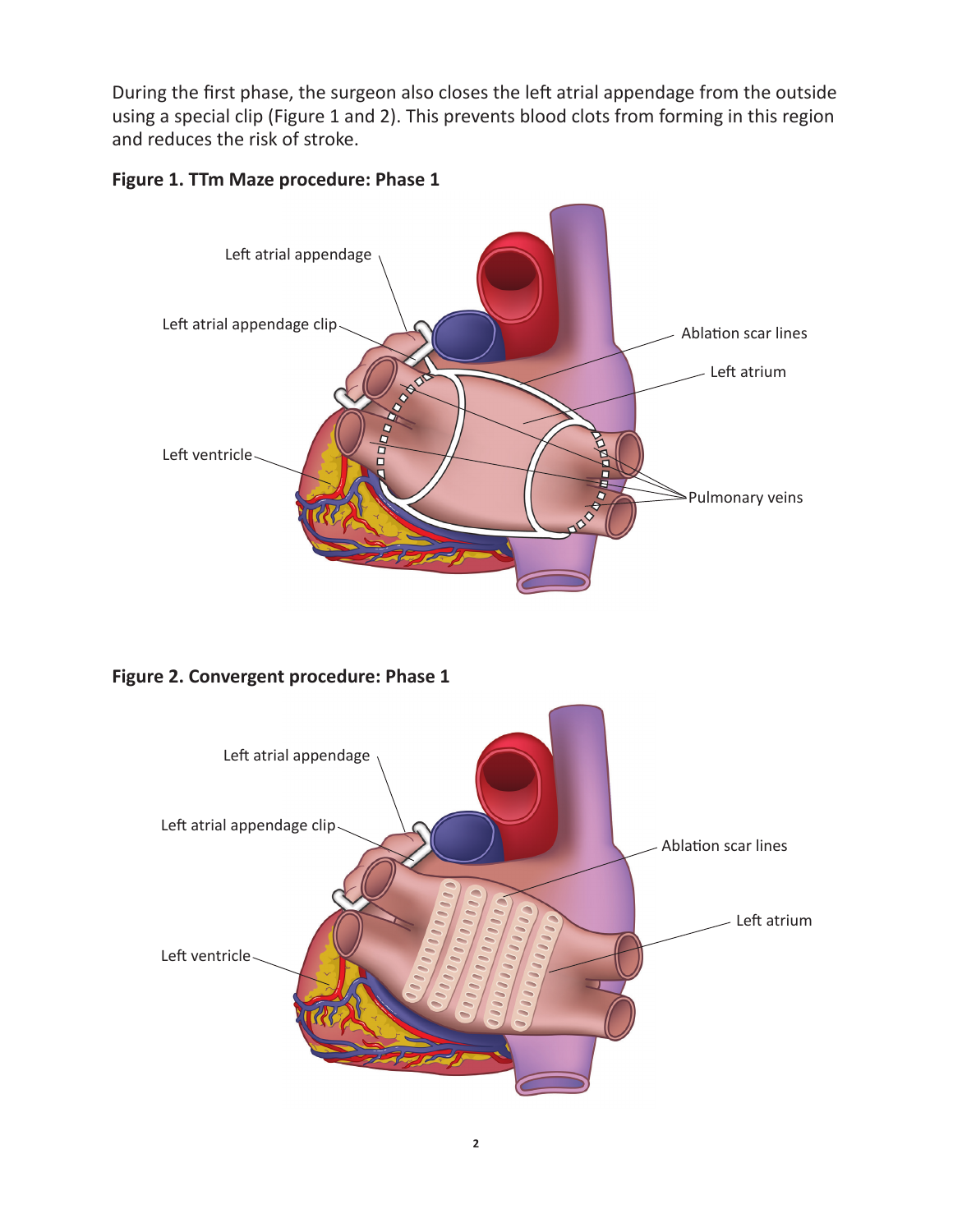During the first phase, the surgeon also closes the left atrial appendage from the outside using a special clip (Figure 1 and 2). This prevents blood clots from forming in this region and reduces the risk of stroke.

**Figure 1. TTm Maze procedure: Phase 1**

Left atrial appendage

Left atrial appendage clip

Ablation scar lines

Left atrium

Left ventricle

Pulmonary veins

**Figure 2. Convergent procedure: Phase 1**

Left atrial appendage

Left atrial appendage clip

Ablation scar lines

Left atrium

Left ventricle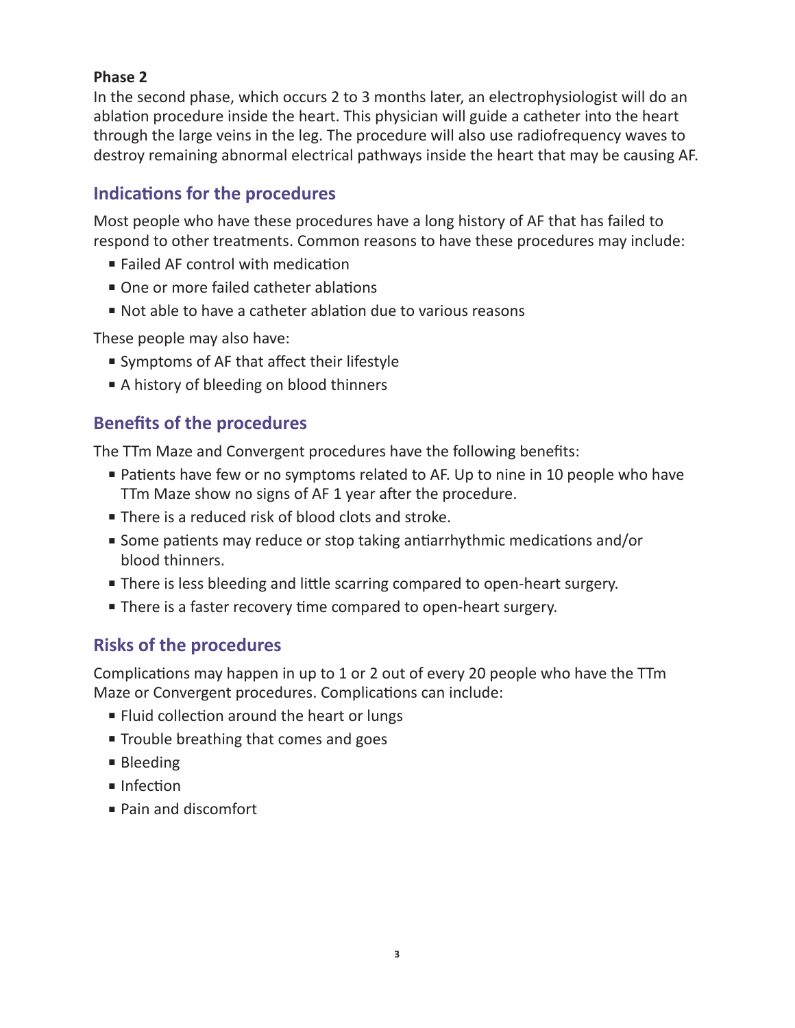**Phase 2**

In the second phase, which occurs 2 to 3 months later, an electrophysiologist will do an ablation procedure inside the heart. This physician will guide a catheter into the heart through the large veins in the leg. The procedure will also use radiofrequency waves to destroy remaining abnormal electrical pathways inside the heart that may be causing AF.

## Indications for the procedures

Most people who have these procedures have a long history of AF that has failed to respond to other treatments. Common reasons to have these procedures may include:

- Failed AF control with medication
- One or more failed catheter ablations
- Not able to have a catheter ablation due to various reasons

These people may also have:

- Symptoms of AF that affect their lifestyle
- A history of bleeding on blood thinners

## Benefits of the procedures

The TTm Maze and Convergent procedures have the following benefits:

- Patients have few or no symptoms related to AF. Up to nine in 10 people who have TTm Maze show no signs of AF 1 year after the procedure.
- There is a reduced risk of blood clots and stroke.
- Some patients may reduce or stop taking antiarrhythmic medications and/or blood thinners.
- There is less bleeding and little scarring compared to open-heart surgery.
- There is a faster recovery time compared to open-heart surgery.

## Risks of the procedures

Complications may happen in up to 1 or 2 out of every 20 people who have the TTm Maze or Convergent procedures. Complications can include:

- Fluid collection around the heart or lungs
- Trouble breathing that comes and goes
- Bleeding
- Infection
- Pain and discomfort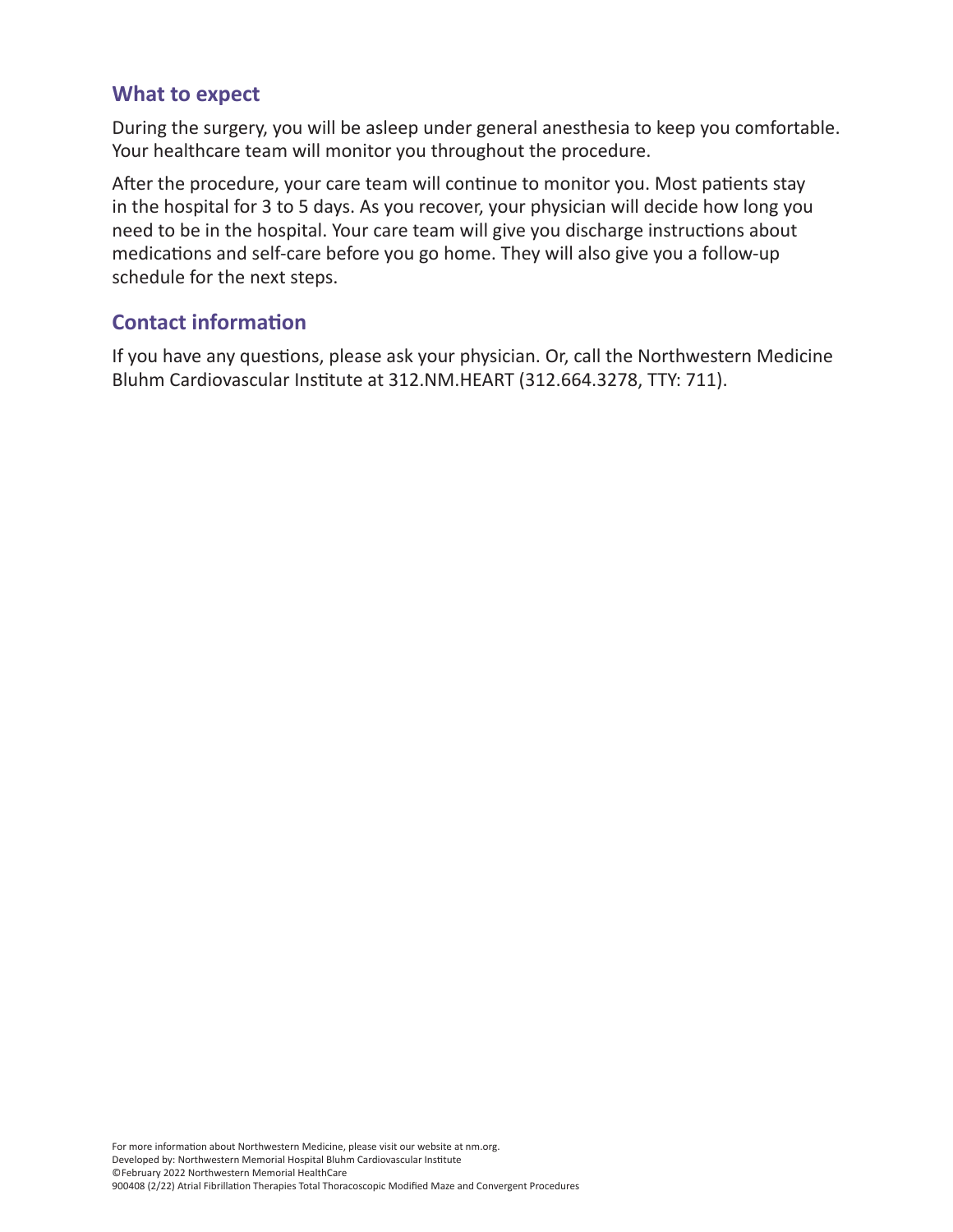## What to expect

During the surgery, you will be asleep under general anesthesia to keep you comfortable. Your healthcare team will monitor you throughout the procedure.

After the procedure, your care team will continue to monitor you. Most patients stay in the hospital for 3 to 5 days. As you recover, your physician will decide how long you need to be in the hospital. Your care team will give you discharge instructions about medications and self-care before you go home. They will also give you a follow-up schedule for the next steps.

## Contact information

If you have any questions, please ask your physician. Or, call the Northwestern Medicine Bluhm Cardiovascular Institute at 312.NM.HEART (312.664.3278, TTY: 711).

For more information about Northwestern Medicine, please visit our website at nm.org.
Developed by: Northwestern Memorial Hospital Bluhm Cardiovascular Institute
©February 2022 Northwestern Memorial HealthCare
900408 (2/22) Atrial Fibrillation Therapies Total Thoracoscopic Modified Maze and Convergent Procedures